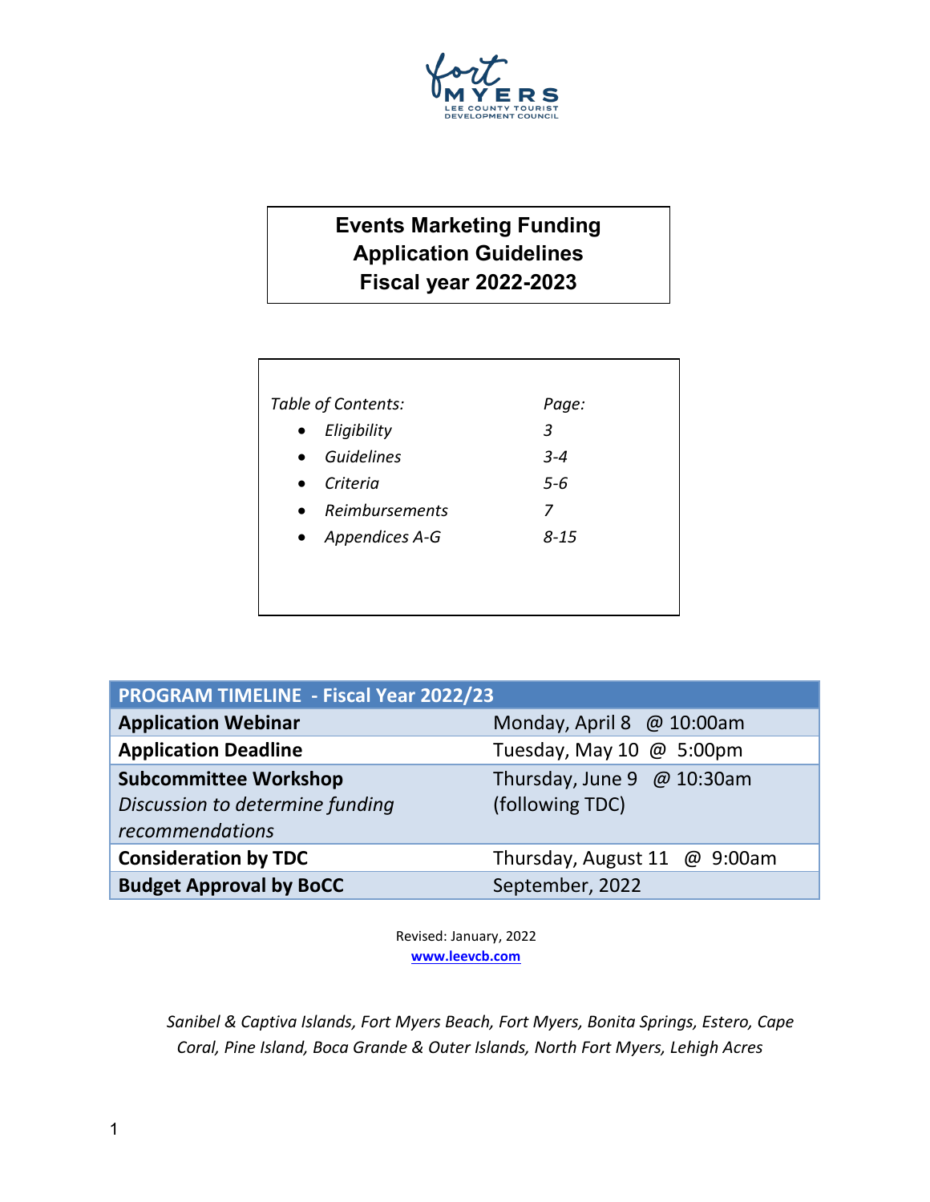fort MYERS
LEE COUNTY TOURIST DEVELOPMENT COUNCIL

# Events Marketing Funding Application Guidelines Fiscal year 2022-2023

| *Table of Contents:* | *Page:* |
|---|---|
| • *Eligibility* | *3* |
| • *Guidelines* | *3-4* |
| • *Criteria* | *5-6* |
| • *Reimbursements* | *7* |
| • *Appendices A-G* | *8-15* |

| PROGRAM TIMELINE - Fiscal Year 2022/23 | |
|---|---|
| **Application Webinar** | Monday, April 8 @ 10:00am |
| **Application Deadline** | Tuesday, May 10 @ 5:00pm |
| **Subcommittee Workshop** *Discussion to determine funding recommendations* | Thursday, June 9 @ 10:30am (following TDC) |
| **Consideration by TDC** | Thursday, August 11 @ 9:00am |
| **Budget Approval by BoCC** | September, 2022 |

Revised: January, 2022
**www.leevcb.com**

*Sanibel & Captiva Islands, Fort Myers Beach, Fort Myers, Bonita Springs, Estero, Cape Coral, Pine Island, Boca Grande & Outer Islands, North Fort Myers, Lehigh Acres*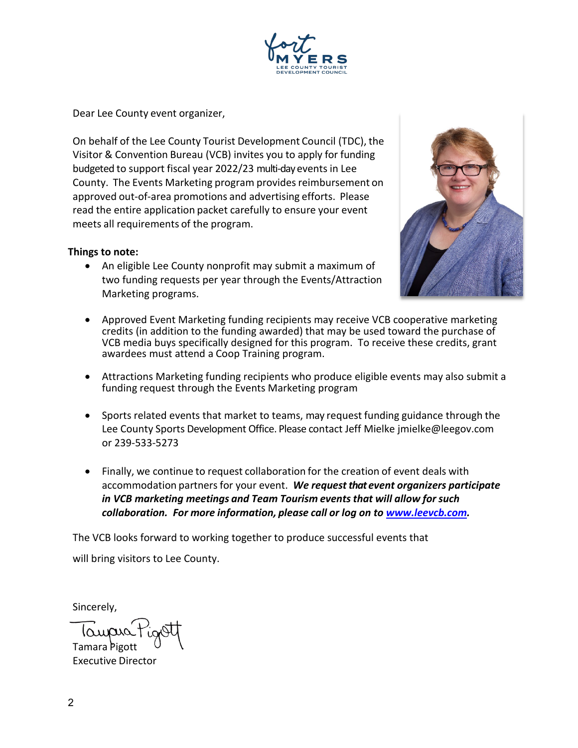Dear Lee County event organizer,

On behalf of the Lee County Tourist Development Council (TDC), the Visitor & Convention Bureau (VCB) invites you to apply for funding budgeted to support fiscal year 2022/23 multi-day events in Lee County. The Events Marketing program provides reimbursement on approved out-of-area promotions and advertising efforts. Please read the entire application packet carefully to ensure your event meets all requirements of the program.

**Things to note:**

- An eligible Lee County nonprofit may submit a maximum of two funding requests per year through the Events/Attraction Marketing programs.
- Approved Event Marketing funding recipients may receive VCB cooperative marketing credits (in addition to the funding awarded) that may be used toward the purchase of VCB media buys specifically designed for this program. To receive these credits, grant awardees must attend a Coop Training program.
- Attractions Marketing funding recipients who produce eligible events may also submit a funding request through the Events Marketing program
- Sports related events that market to teams, may request funding guidance through the Lee County Sports Development Office. Please contact Jeff Mielke jmielke@leegov.com or 239-533-5273
- Finally, we continue to request collaboration for the creation of event deals with accommodation partners for your event. ***We request that event organizers participate in VCB marketing meetings and Team Tourism events that will allow for such collaboration. For more information, please call or log on to [www.leevcb.com](http://www.leevcb.com).***

The VCB looks forward to working together to produce successful events that will bring visitors to Lee County.

Sincerely,

Tamara Pigott
Executive Director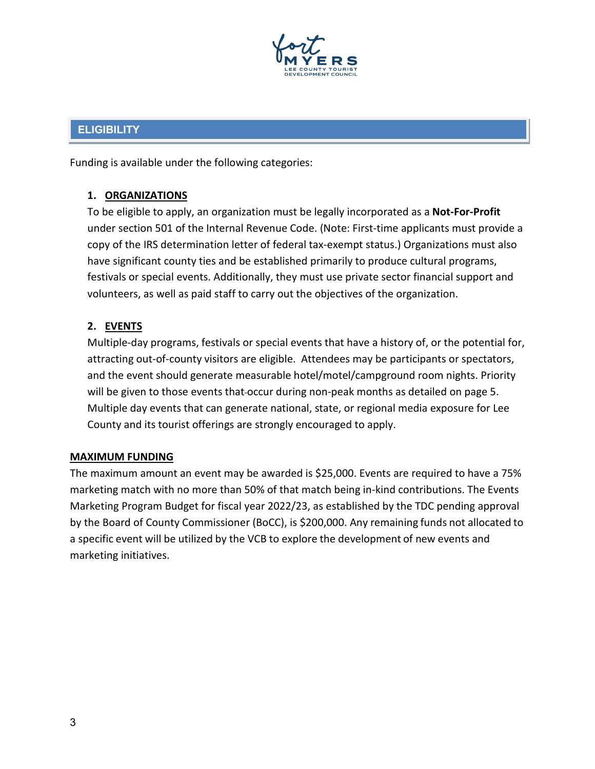## ELIGIBILITY

Funding is available under the following categories:

1. **ORGANIZATIONS**

   To be eligible to apply, an organization must be legally incorporated as a **Not-For-Profit** under section 501 of the Internal Revenue Code. (Note: First-time applicants must provide a copy of the IRS determination letter of federal tax-exempt status.) Organizations must also have significant county ties and be established primarily to produce cultural programs, festivals or special events. Additionally, they must use private sector financial support and volunteers, as well as paid staff to carry out the objectives of the organization.

2. **EVENTS**

   Multiple-day programs, festivals or special events that have a history of, or the potential for, attracting out-of-county visitors are eligible. Attendees may be participants or spectators, and the event should generate measurable hotel/motel/campground room nights. Priority will be given to those events that occur during non-peak months as detailed on page 5. Multiple day events that can generate national, state, or regional media exposure for Lee County and its tourist offerings are strongly encouraged to apply.

**MAXIMUM FUNDING**

The maximum amount an event may be awarded is $25,000. Events are required to have a 75% marketing match with no more than 50% of that match being in-kind contributions. The Events Marketing Program Budget for fiscal year 2022/23, as established by the TDC pending approval by the Board of County Commissioner (BoCC), is $200,000. Any remaining funds not allocated to a specific event will be utilized by the VCB to explore the development of new events and marketing initiatives.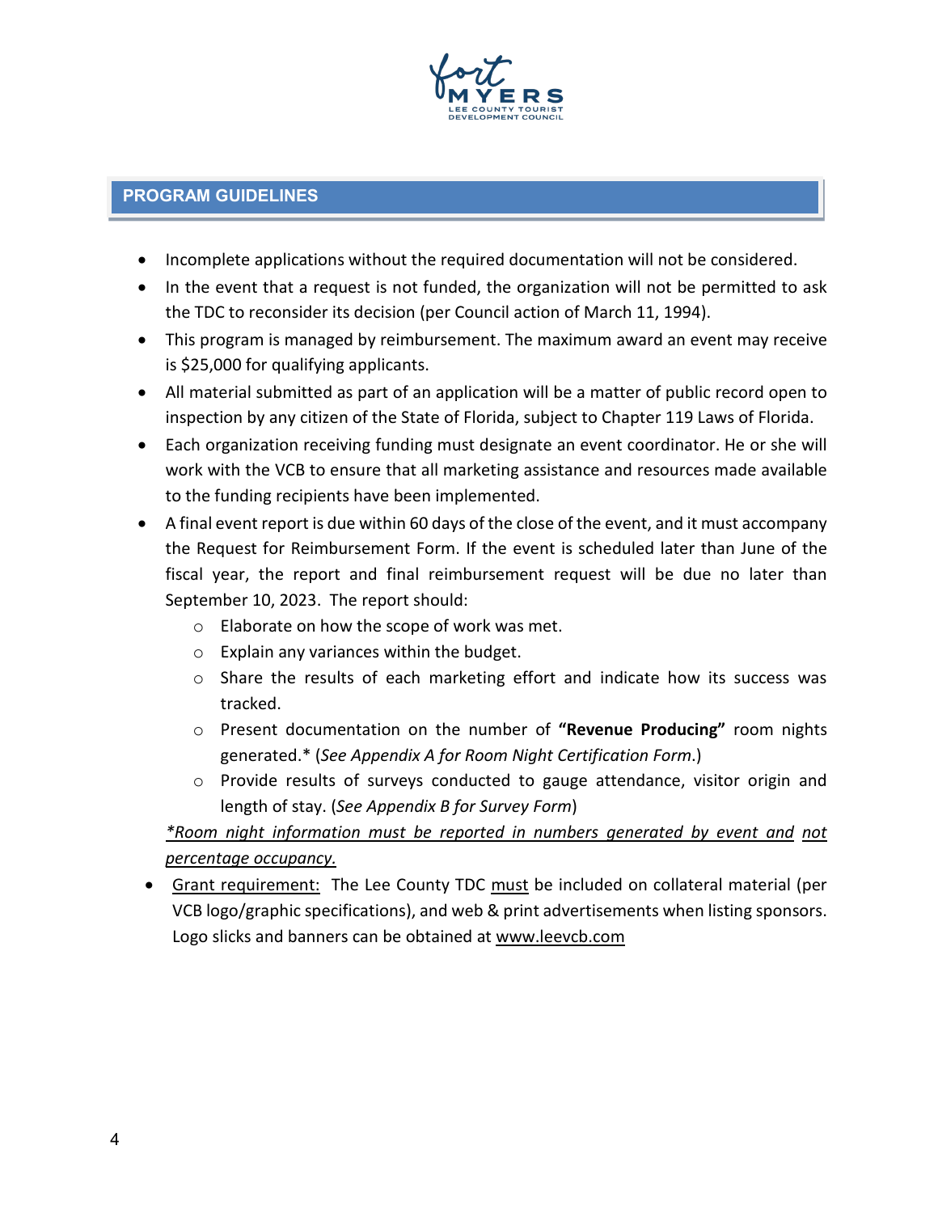## PROGRAM GUIDELINES

- Incomplete applications without the required documentation will not be considered.
- In the event that a request is not funded, the organization will not be permitted to ask the TDC to reconsider its decision (per Council action of March 11, 1994).
- This program is managed by reimbursement. The maximum award an event may receive is $25,000 for qualifying applicants.
- All material submitted as part of an application will be a matter of public record open to inspection by any citizen of the State of Florida, subject to Chapter 119 Laws of Florida.
- Each organization receiving funding must designate an event coordinator. He or she will work with the VCB to ensure that all marketing assistance and resources made available to the funding recipients have been implemented.
- A final event report is due within 60 days of the close of the event, and it must accompany the Request for Reimbursement Form. If the event is scheduled later than June of the fiscal year, the report and final reimbursement request will be due no later than September 10, 2023. The report should:
  - Elaborate on how the scope of work was met.
  - Explain any variances within the budget.
  - Share the results of each marketing effort and indicate how its success was tracked.
  - Present documentation on the number of **"Revenue Producing"** room nights generated.* (*See Appendix A for Room Night Certification Form*.)
  - Provide results of surveys conducted to gauge attendance, visitor origin and length of stay. (*See Appendix B for Survey Form*)

  <u>*\*Room night information must be reported in numbers generated by event and not percentage occupancy.*</u>
- <u>Grant requirement:</u> The Lee County TDC <u>must</u> be included on collateral material (per VCB logo/graphic specifications), and web & print advertisements when listing sponsors. Logo slicks and banners can be obtained at <u>www.leevcb.com</u>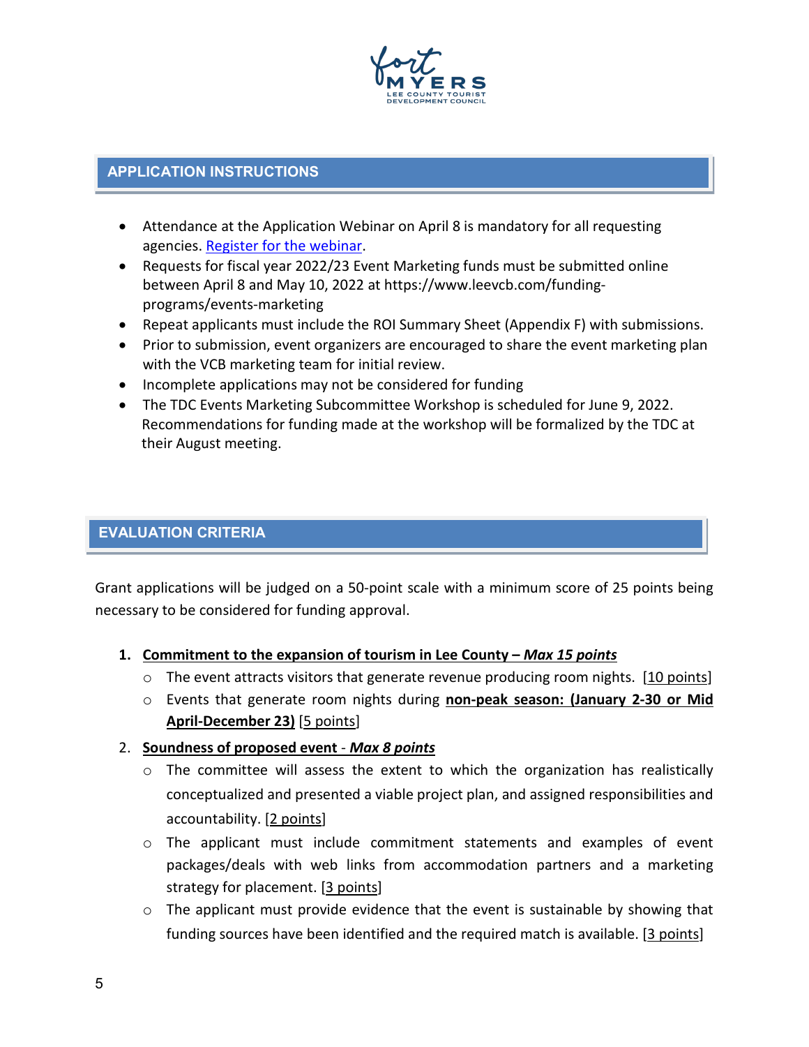## APPLICATION INSTRUCTIONS

- Attendance at the Application Webinar on April 8 is mandatory for all requesting agencies. [Register for the webinar](#).
- Requests for fiscal year 2022/23 Event Marketing funds must be submitted online between April 8 and May 10, 2022 at https://www.leevcb.com/funding-programs/events-marketing
- Repeat applicants must include the ROI Summary Sheet (Appendix F) with submissions.
- Prior to submission, event organizers are encouraged to share the event marketing plan with the VCB marketing team for initial review.
- Incomplete applications may not be considered for funding
- The TDC Events Marketing Subcommittee Workshop is scheduled for June 9, 2022. Recommendations for funding made at the workshop will be formalized by the TDC at their August meeting.

## EVALUATION CRITERIA

Grant applications will be judged on a 50-point scale with a minimum score of 25 points being necessary to be considered for funding approval.

1. **Commitment to the expansion of tourism in Lee County – *Max 15 points***
   - The event attracts visitors that generate revenue producing room nights. [10 points]
   - Events that generate room nights during **non-peak season: (January 2-30 or Mid April-December 23)** [5 points]
2. **Soundness of proposed event - *Max 8 points***
   - The committee will assess the extent to which the organization has realistically conceptualized and presented a viable project plan, and assigned responsibilities and accountability. [2 points]
   - The applicant must include commitment statements and examples of event packages/deals with web links from accommodation partners and a marketing strategy for placement. [3 points]
   - The applicant must provide evidence that the event is sustainable by showing that funding sources have been identified and the required match is available. [3 points]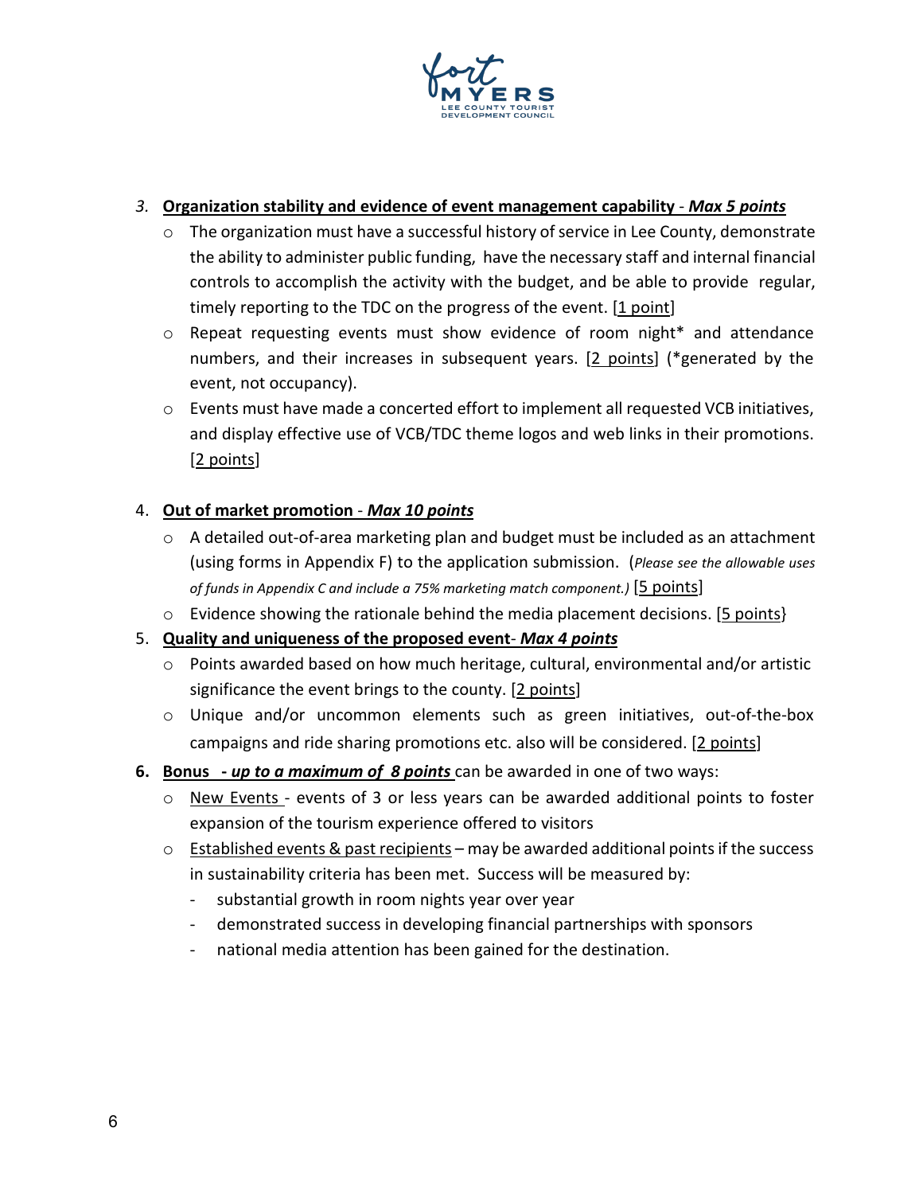3. **Organization stability and evidence of event management capability** - ***Max 5 points***
    - The organization must have a successful history of service in Lee County, demonstrate the ability to administer public funding, have the necessary staff and internal financial controls to accomplish the activity with the budget, and be able to provide regular, timely reporting to the TDC on the progress of the event. [1 point]
    - Repeat requesting events must show evidence of room night* and attendance numbers, and their increases in subsequent years. [2 points] (*generated by the event, not occupancy).
    - Events must have made a concerted effort to implement all requested VCB initiatives, and display effective use of VCB/TDC theme logos and web links in their promotions. [2 points]

4. **Out of market promotion** - ***Max 10 points***
    - A detailed out-of-area marketing plan and budget must be included as an attachment (using forms in Appendix F) to the application submission. (*Please see the allowable uses of funds in Appendix C and include a 75% marketing match component.)* [5 points]
    - Evidence showing the rationale behind the media placement decisions. [5 points}

5. **Quality and uniqueness of the proposed event**- ***Max 4 points***
    - Points awarded based on how much heritage, cultural, environmental and/or artistic significance the event brings to the county. [2 points]
    - Unique and/or uncommon elements such as green initiatives, out-of-the-box campaigns and ride sharing promotions etc. also will be considered. [2 points]

6. **Bonus** ***- up to a maximum of 8 points*** can be awarded in one of two ways:
    - New Events - events of 3 or less years can be awarded additional points to foster expansion of the tourism experience offered to visitors
    - Established events & past recipients – may be awarded additional points if the success in sustainability criteria has been met. Success will be measured by:
        - substantial growth in room nights year over year
        - demonstrated success in developing financial partnerships with sponsors
        - national media attention has been gained for the destination.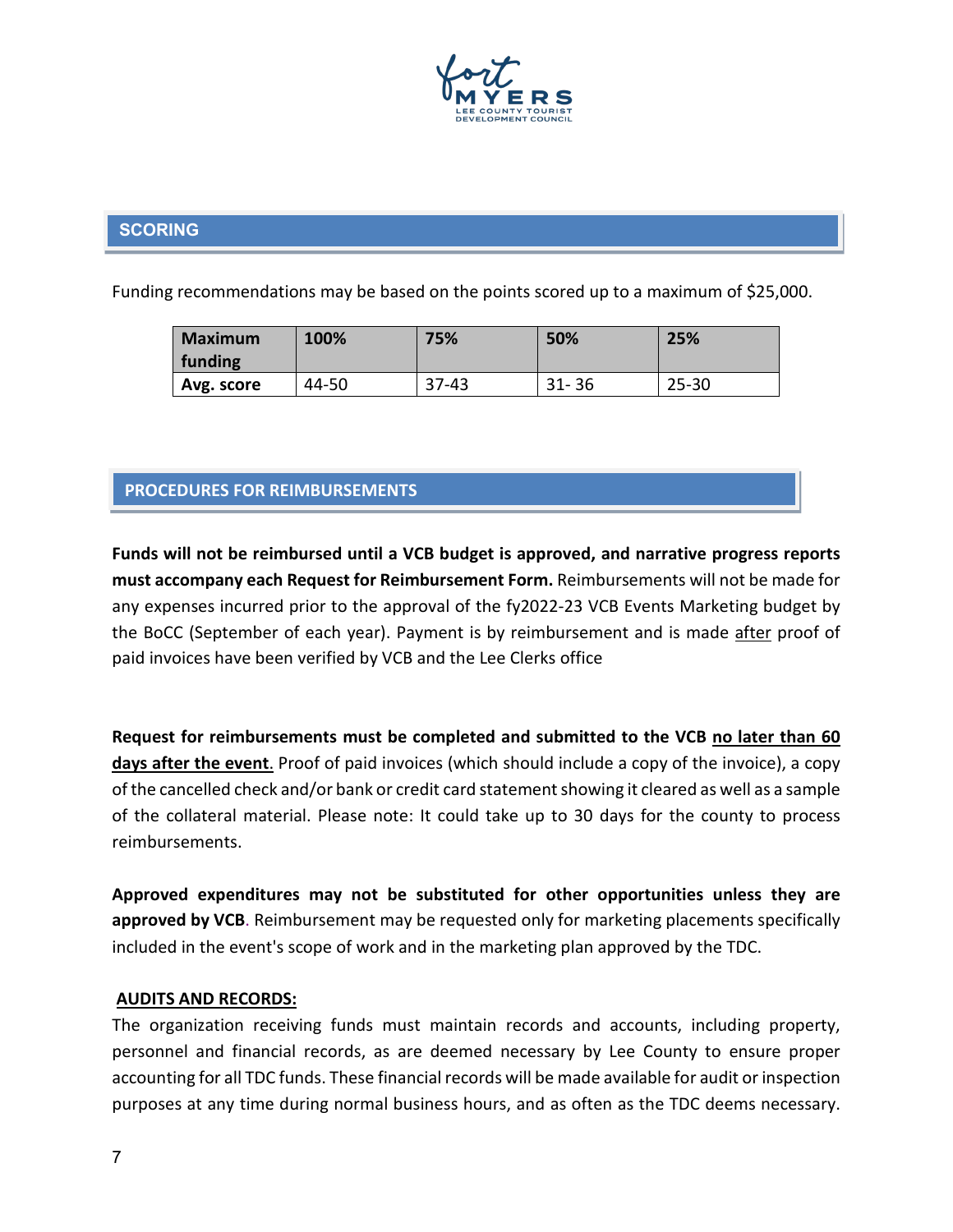## SCORING

Funding recommendations may be based on the points scored up to a maximum of $25,000.

| Maximum funding | 100% | 75% | 50% | 25% |
|---|---|---|---|---|
| Avg. score | 44-50 | 37-43 | 31- 36 | 25-30 |

## PROCEDURES FOR REIMBURSEMENTS

**Funds will not be reimbursed until a VCB budget is approved, and narrative progress reports must accompany each Request for Reimbursement Form.** Reimbursements will not be made for any expenses incurred prior to the approval of the fy2022-23 VCB Events Marketing budget by the BoCC (September of each year). Payment is by reimbursement and is made after proof of paid invoices have been verified by VCB and the Lee Clerks office

**Request for reimbursements must be completed and submitted to the VCB no later than 60 days after the event**. Proof of paid invoices (which should include a copy of the invoice), a copy of the cancelled check and/or bank or credit card statement showing it cleared as well as a sample of the collateral material. Please note: It could take up to 30 days for the county to process reimbursements.

**Approved expenditures may not be substituted for other opportunities unless they are approved by VCB**. Reimbursement may be requested only for marketing placements specifically included in the event's scope of work and in the marketing plan approved by the TDC.

**AUDITS AND RECORDS:**

The organization receiving funds must maintain records and accounts, including property, personnel and financial records, as are deemed necessary by Lee County to ensure proper accounting for all TDC funds. These financial records will be made available for audit or inspection purposes at any time during normal business hours, and as often as the TDC deems necessary.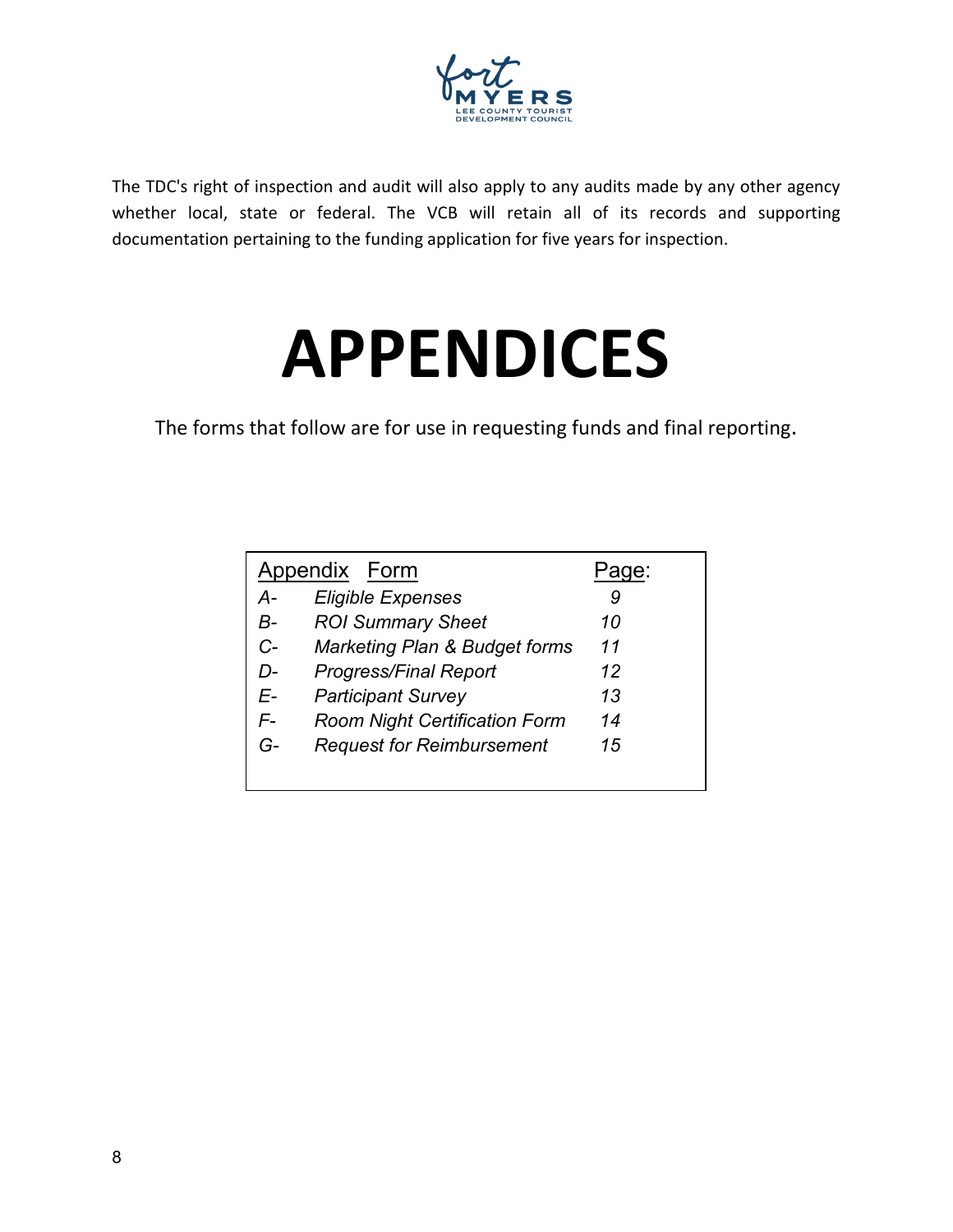The TDC's right of inspection and audit will also apply to any audits made by any other agency whether local, state or federal. The VCB will retain all of its records and supporting documentation pertaining to the funding application for five years for inspection.

# APPENDICES

The forms that follow are for use in requesting funds and final reporting.

| Appendix | Form | Page: |
|---|---|---|
| *A-* | *Eligible Expenses* | *9* |
| *B-* | *ROI Summary Sheet* | *10* |
| *C-* | *Marketing Plan & Budget forms* | *11* |
| *D-* | *Progress/Final Report* | *12* |
| *E-* | *Participant Survey* | *13* |
| *F-* | *Room Night Certification Form* | *14* |
| *G-* | *Request for Reimbursement* | *15* |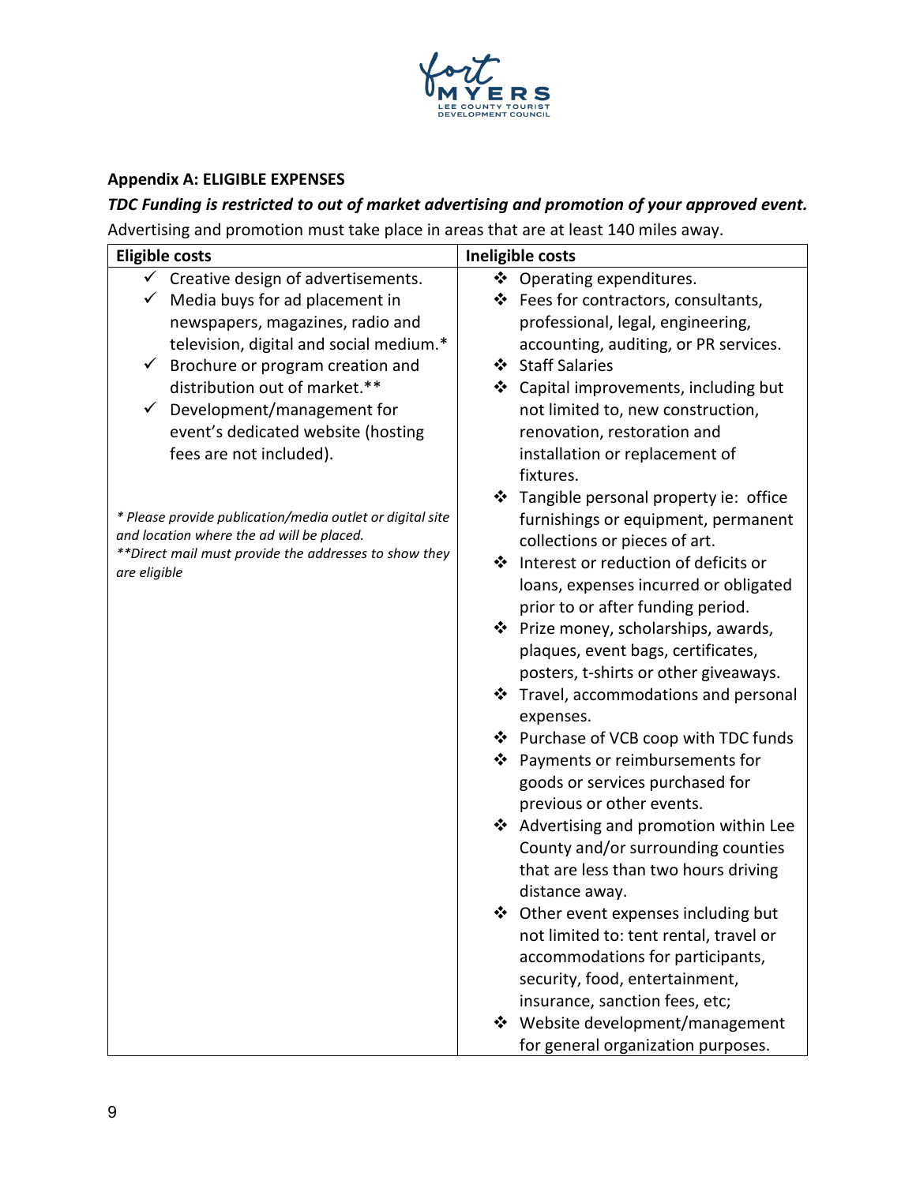### Appendix A: ELIGIBLE EXPENSES

***TDC Funding is restricted to out of market advertising and promotion of your approved event.***

Advertising and promotion must take place in areas that are at least 140 miles away.

| Eligible costs | Ineligible costs |
|---|---|
| ✓ Creative design of advertisements.<br>✓ Media buys for ad placement in newspapers, magazines, radio and television, digital and social medium.*<br>✓ Brochure or program creation and distribution out of market.**<br>✓ Development/management for event's dedicated website (hosting fees are not included).<br><br>*\* Please provide publication/media outlet or digital site and location where the ad will be placed.*<br>*\*\*Direct mail must provide the addresses to show they are eligible* | ❖ Operating expenditures.<br>❖ Fees for contractors, consultants, professional, legal, engineering, accounting, auditing, or PR services.<br>❖ Staff Salaries<br>❖ Capital improvements, including but not limited to, new construction, renovation, restoration and installation or replacement of fixtures.<br>❖ Tangible personal property ie: office furnishings or equipment, permanent collections or pieces of art.<br>❖ Interest or reduction of deficits or loans, expenses incurred or obligated prior to or after funding period.<br>❖ Prize money, scholarships, awards, plaques, event bags, certificates, posters, t-shirts or other giveaways.<br>❖ Travel, accommodations and personal expenses.<br>❖ Purchase of VCB coop with TDC funds<br>❖ Payments or reimbursements for goods or services purchased for previous or other events.<br>❖ Advertising and promotion within Lee County and/or surrounding counties that are less than two hours driving distance away.<br>❖ Other event expenses including but not limited to: tent rental, travel or accommodations for participants, security, food, entertainment, insurance, sanction fees, etc;<br>❖ Website development/management for general organization purposes. |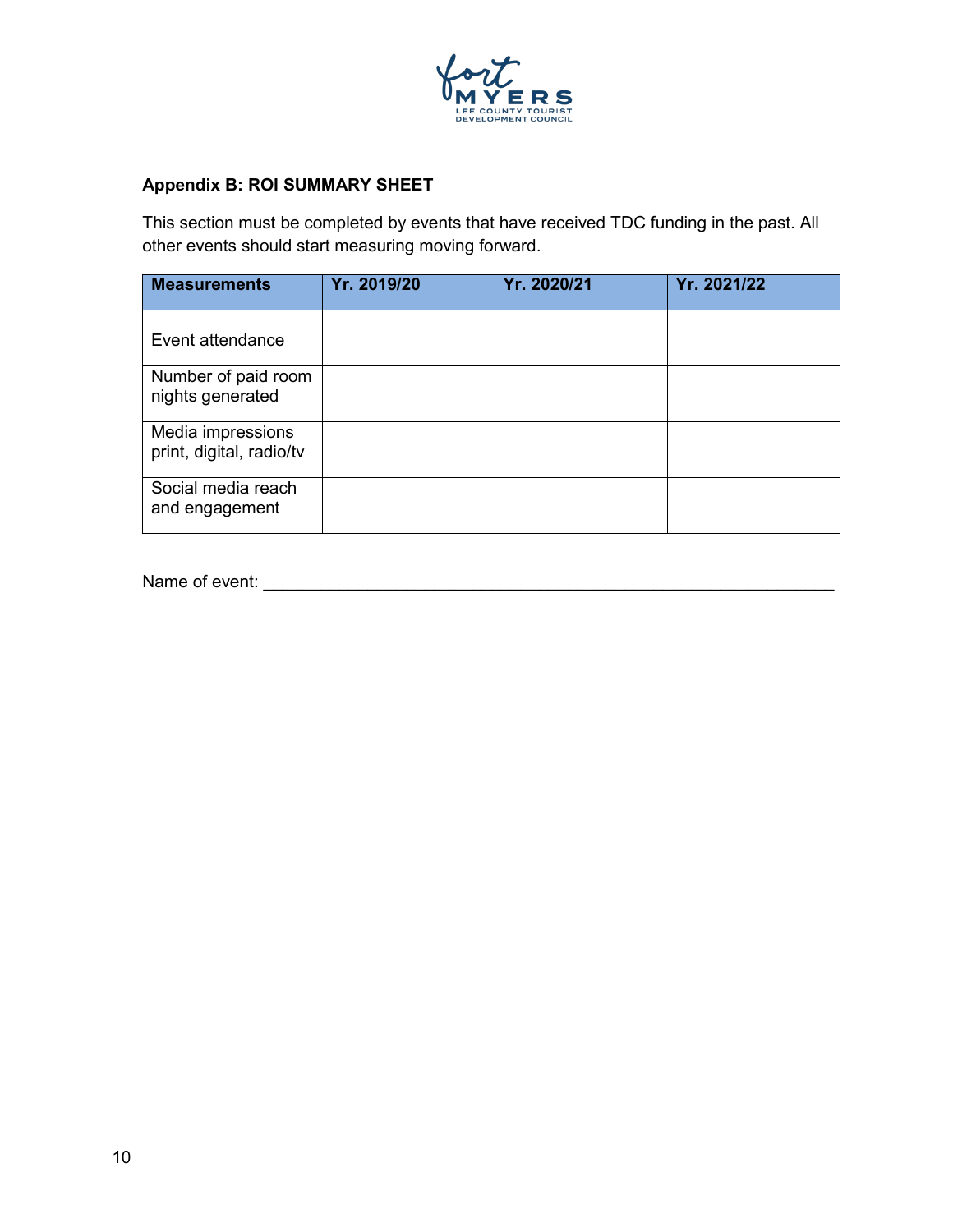**Appendix B: ROI SUMMARY SHEET**

This section must be completed by events that have received TDC funding in the past. All other events should start measuring moving forward.

| Measurements | Yr. 2019/20 | Yr. 2020/21 | Yr. 2021/22 |
|---|---|---|---|
| Event attendance | | | |
| Number of paid room nights generated | | | |
| Media impressions print, digital, radio/tv | | | |
| Social media reach and engagement | | | |

Name of event: _______________________________________________________________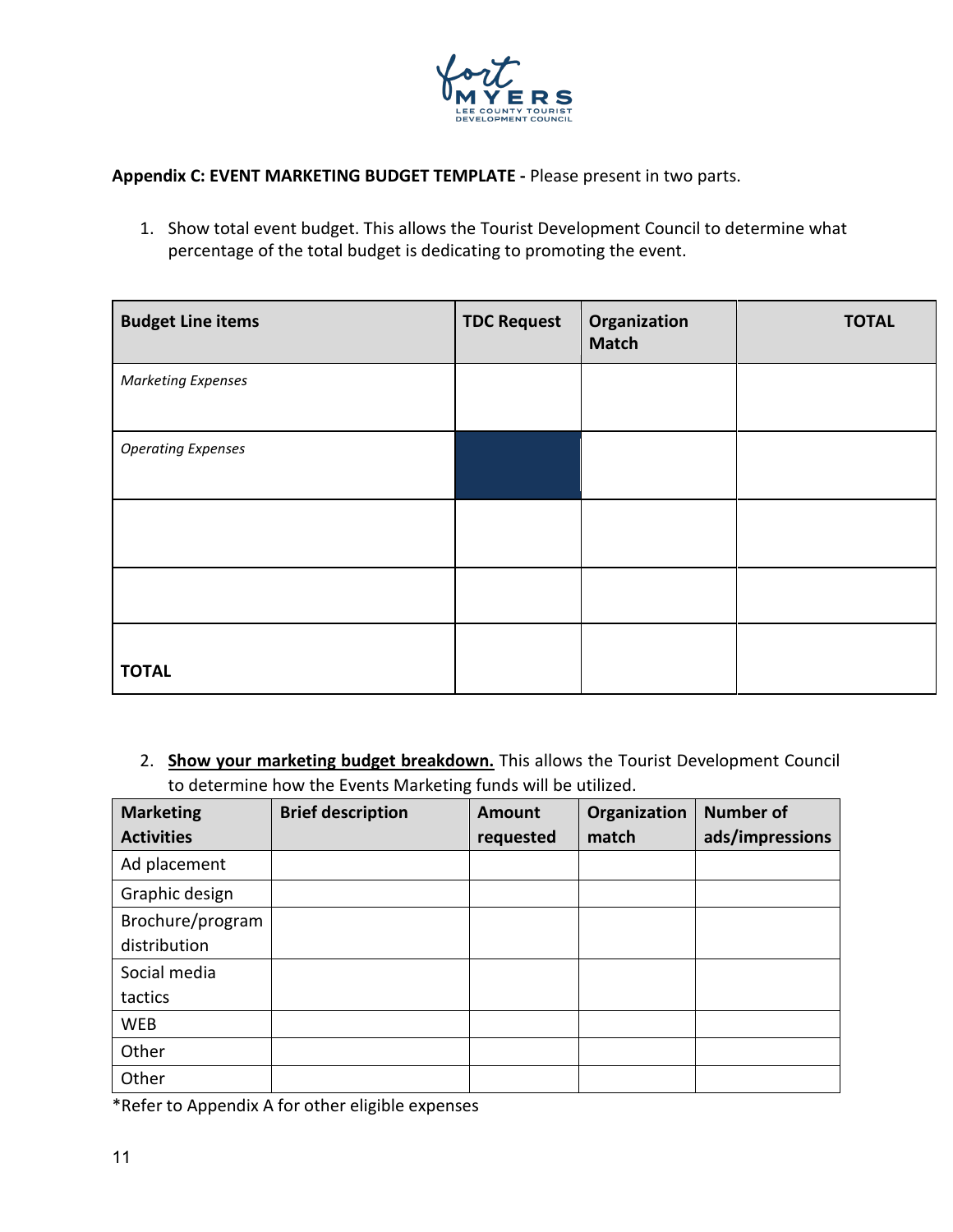**Appendix C: EVENT MARKETING BUDGET TEMPLATE -** Please present in two parts.

1. Show total event budget. This allows the Tourist Development Council to determine what percentage of the total budget is dedicating to promoting the event.

| Budget Line items | TDC Request | Organization Match | TOTAL |
|---|---|---|---|
| *Marketing Expenses* | | | |
| *Operating Expenses* | | | |
| | | | |
| | | | |
| **TOTAL** | | | |

2. **Show your marketing budget breakdown.** This allows the Tourist Development Council to determine how the Events Marketing funds will be utilized.

| Marketing Activities | Brief description | Amount requested | Organization match | Number of ads/impressions |
|---|---|---|---|---|
| Ad placement | | | | |
| Graphic design | | | | |
| Brochure/program distribution | | | | |
| Social media tactics | | | | |
| WEB | | | | |
| Other | | | | |
| Other | | | | |

*Refer to Appendix A for other eligible expenses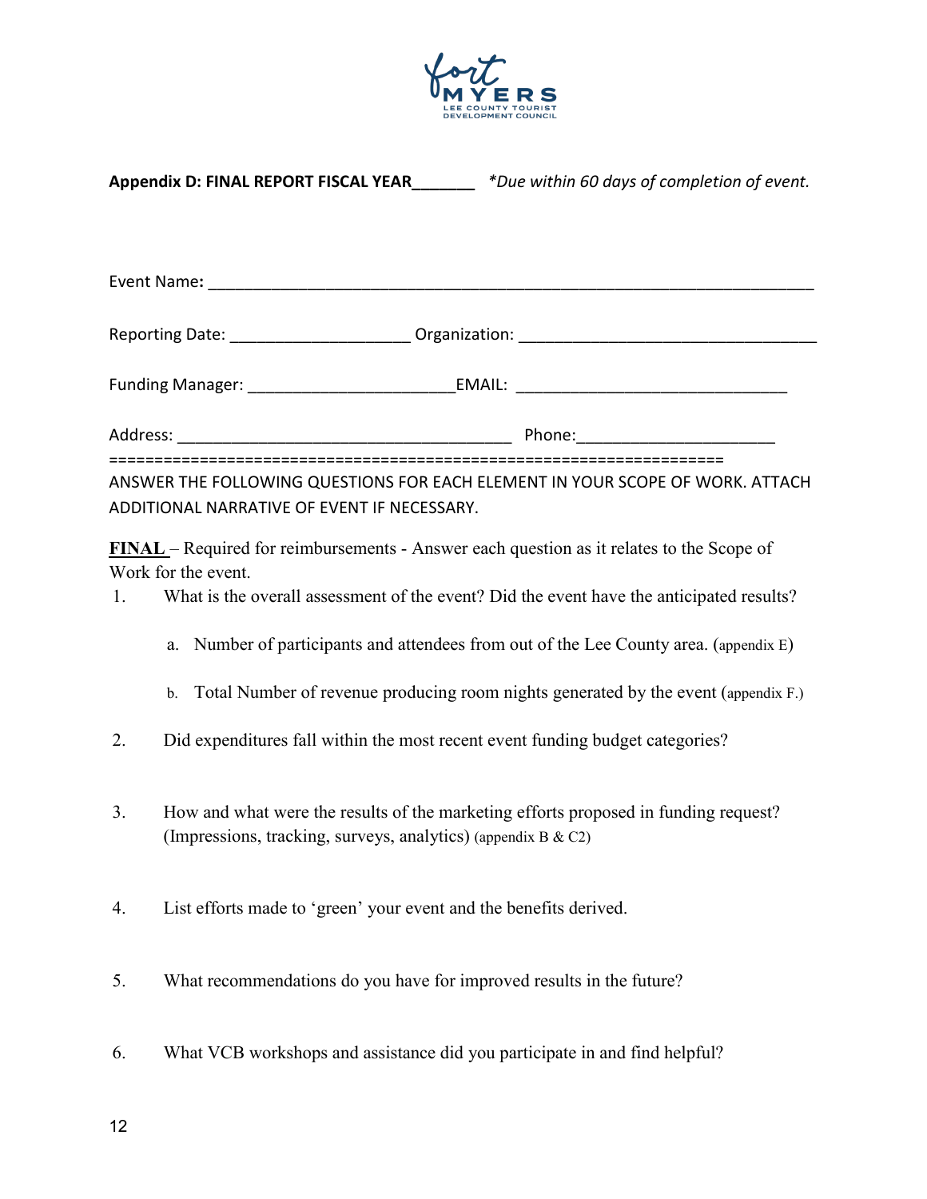**Appendix D: FINAL REPORT FISCAL YEAR_______** *\*Due within 60 days of completion of event.*

Event Name**:** ___________________________________________________________________

Reporting Date: ___________________ Organization: ________________________________

Funding Manager: ______________________EMAIL: _____________________________

Address: ____________________________________ Phone:_____________________

==================================================================

ANSWER THE FOLLOWING QUESTIONS FOR EACH ELEMENT IN YOUR SCOPE OF WORK. ATTACH ADDITIONAL NARRATIVE OF EVENT IF NECESSARY.

**FINAL** – Required for reimbursements - Answer each question as it relates to the Scope of Work for the event.

1. What is the overall assessment of the event? Did the event have the anticipated results?

   a. Number of participants and attendees from out of the Lee County area. (appendix E)

   b. Total Number of revenue producing room nights generated by the event (appendix F.)

2. Did expenditures fall within the most recent event funding budget categories?

3. How and what were the results of the marketing efforts proposed in funding request? (Impressions, tracking, surveys, analytics) (appendix B & C2)

4. List efforts made to 'green' your event and the benefits derived.

5. What recommendations do you have for improved results in the future?

6. What VCB workshops and assistance did you participate in and find helpful?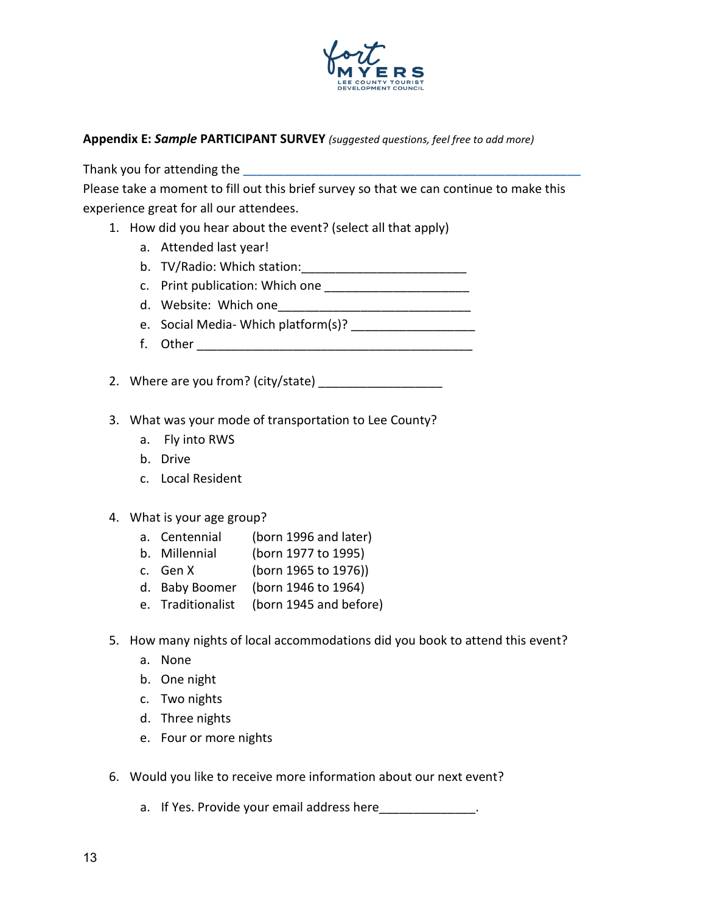**Appendix E: *Sample* PARTICIPANT SURVEY** *(suggested questions, feel free to add more)*

Thank you for attending the ___________________________________________________

Please take a moment to fill out this brief survey so that we can continue to make this experience great for all our attendees.

1. How did you hear about the event? (select all that apply)
   a. Attended last year!
   b. TV/Radio: Which station:________________________
   c. Print publication: Which one _____________________
   d. Website: Which one____________________________
   e. Social Media- Which platform(s)? _________________
   f. Other _________________________________________

2. Where are you from? (city/state) _________________

3. What was your mode of transportation to Lee County?
   a. Fly into RWS
   b. Drive
   c. Local Resident

4. What is your age group?
   a. Centennial (born 1996 and later)
   b. Millennial (born 1977 to 1995)
   c. Gen X (born 1965 to 1976))
   d. Baby Boomer (born 1946 to 1964)
   e. Traditionalist (born 1945 and before)

5. How many nights of local accommodations did you book to attend this event?
   a. None
   b. One night
   c. Two nights
   d. Three nights
   e. Four or more nights

6. Would you like to receive more information about our next event?
   a. If Yes. Provide your email address here______________.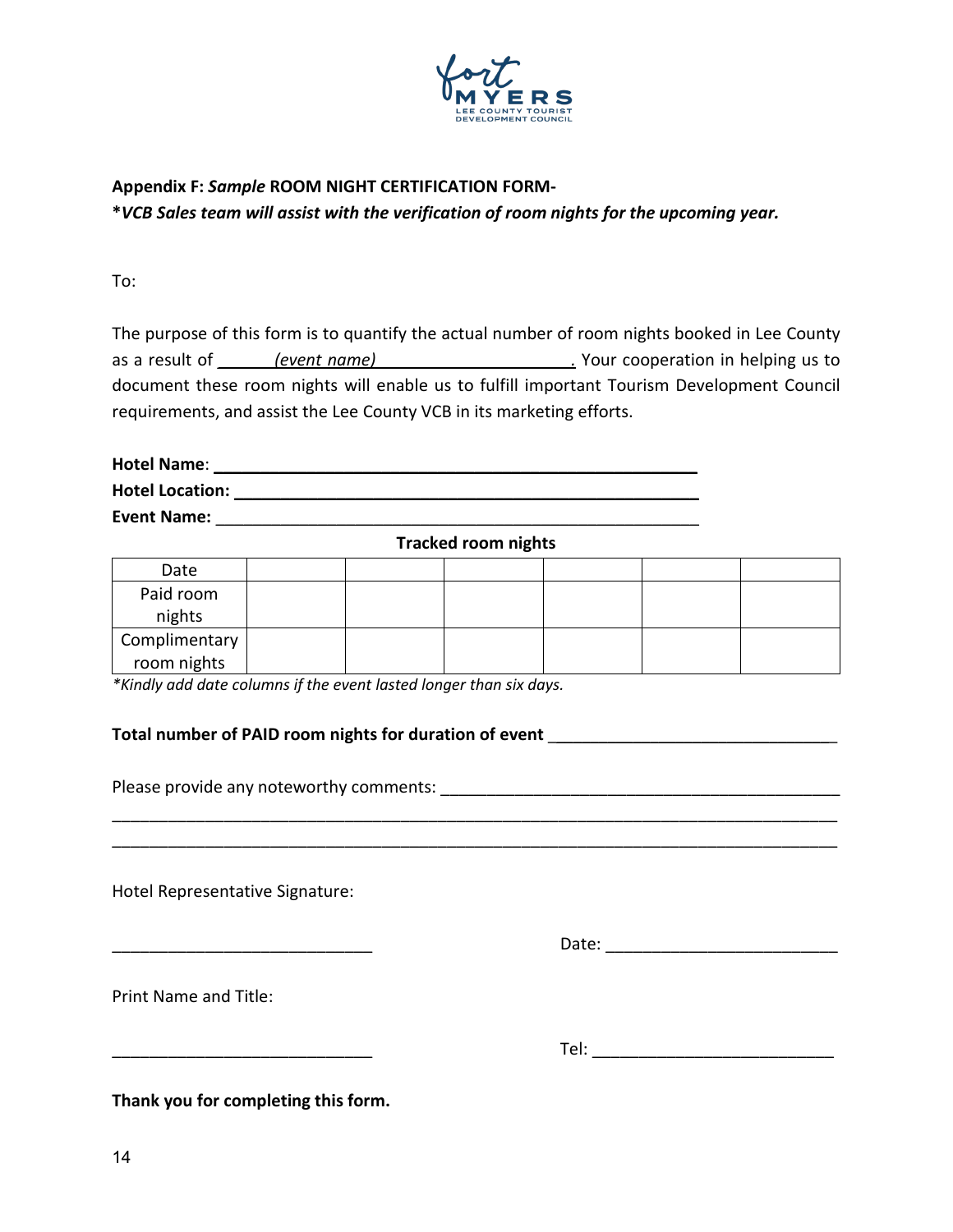**Appendix F:** ***Sample*** **ROOM NIGHT CERTIFICATION FORM-**
***VCB Sales team will assist with the verification of room nights for the upcoming year.***

To:

The purpose of this form is to quantify the actual number of room nights booked in Lee County as a result of ______*(event name)*____________________. Your cooperation in helping us to document these room nights will enable us to fulfill important Tourism Development Council requirements, and assist the Lee County VCB in its marketing efforts.

**Hotel Name**: ____________________________________________________

**Hotel Location:** ________________________________________________

**Event Name:** ____________________________________________________

**Tracked room nights**

| Date | | | | | | |
|---|---|---|---|---|---|---|
| Paid room nights | | | | | | |
| Complimentary room nights | | | | | | |

**Kindly add date columns if the event lasted longer than six days.*

**Total number of PAID room nights for duration of event** ______________________________

Please provide any noteworthy comments: __________________________________________
________________________________________________________________________________
________________________________________________________________________________

Hotel Representative Signature:

____________________________ Date: ________________________

Print Name and Title:

____________________________ Tel: ________________________

**Thank you for completing this form.**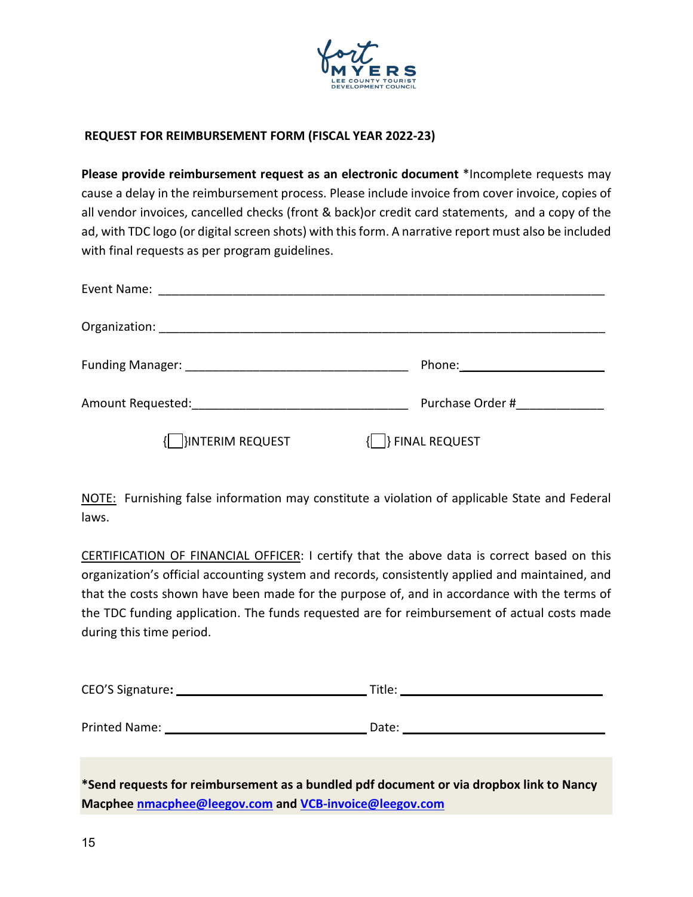**REQUEST FOR REIMBURSEMENT FORM (FISCAL YEAR 2022-23)**

**Please provide reimbursement request as an electronic document** *Incomplete requests may cause a delay in the reimbursement process. Please include invoice from cover invoice, copies of all vendor invoices, cancelled checks (front & back)or credit card statements, and a copy of the ad, with TDC logo (or digital screen shots) with this form. A narrative report must also be included with final requests as per program guidelines.

Event Name: ____________________________________________________________________

Organization: ___________________________________________________________________

Funding Manager: _________________________________ Phone: ______________________

Amount Requested: _______________________________ Purchase Order #_____________

{☐}INTERIM REQUEST {☐} FINAL REQUEST

NOTE: Furnishing false information may constitute a violation of applicable State and Federal laws.

CERTIFICATION OF FINANCIAL OFFICER: I certify that the above data is correct based on this organization's official accounting system and records, consistently applied and maintained, and that the costs shown have been made for the purpose of, and in accordance with the terms of the TDC funding application. The funds requested are for reimbursement of actual costs made during this time period.

CEO'S Signature: ____________________________ Title: ______________________________

Printed Name: ______________________________ Date: ______________________________

**\*Send requests for reimbursement as a bundled pdf document or via dropbox link to Nancy Macphee [nmacphee@leegov.com](mailto:nmacphee@leegov.com) and [VCB-invoice@leegov.com](mailto:VCB-invoice@leegov.com)**